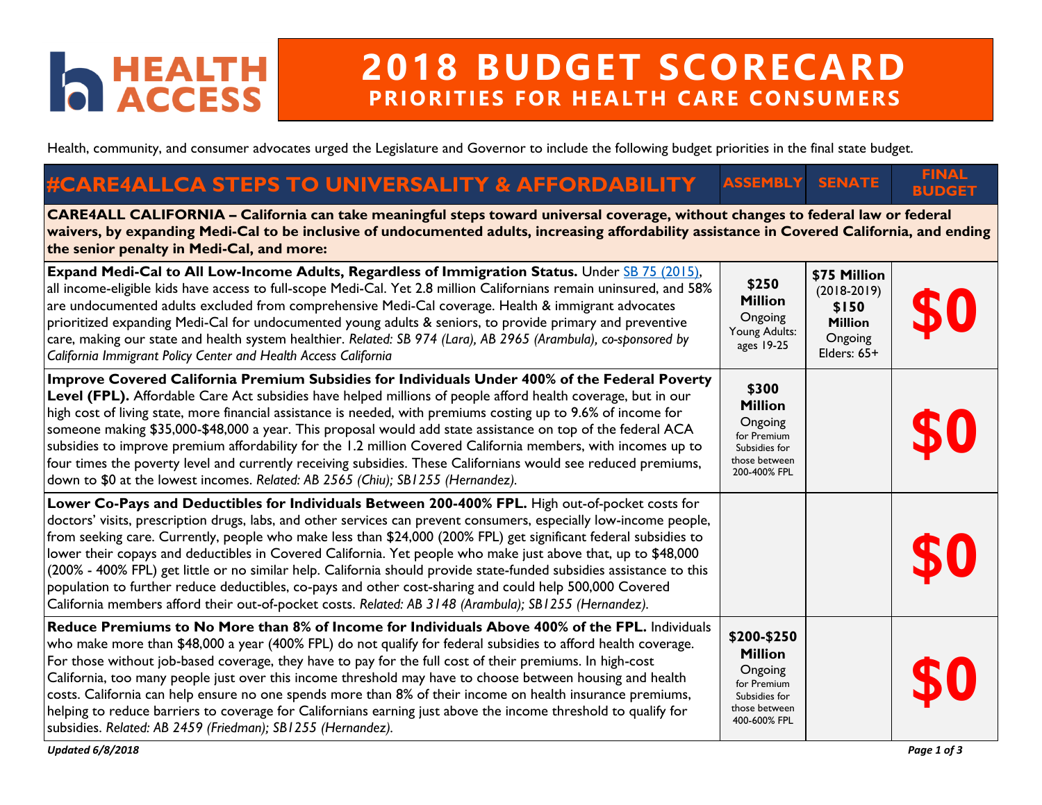# HEALTH ACCESS

# 2018 BUDGET SCORECARD

## PRIORITIES FOR HEALTH CARE CONSUMERS

Health, community, and consumer advocates urged the Legislature and Governor to include the following budget priorities in the final state budget.

| #CARE4ALLCA STEPS TO UNIVERSALITY & AFFORDABILITY | ASSEMBLY | SENATE | FINAL BUDGET |
|---|---|---|---|
| **CARE4ALL CALIFORNIA – California can take meaningful steps toward universal coverage, without changes to federal law or federal waivers, by expanding Medi-Cal to be inclusive of undocumented adults, increasing affordability assistance in Covered California, and ending the senior penalty in Medi-Cal, and more:** | | | |
| **Expand Medi-Cal to All Low-Income Adults, Regardless of Immigration Status.** Under SB 75 (2015), all income-eligible kids have access to full-scope Medi-Cal. Yet 2.8 million Californians remain uninsured, and 58% are undocumented adults excluded from comprehensive Medi-Cal coverage. Health & immigrant advocates prioritized expanding Medi-Cal for undocumented young adults & seniors, to provide primary and preventive care, making our state and health system healthier. *Related: SB 974 (Lara), AB 2965 (Arambula), co-sponsored by California Immigrant Policy Center and Health Access California* | **$250 Million** Ongoing Young Adults: ages 19-25 | **$75 Million** (2018-2019) **$150 Million** Ongoing Elders: 65+ | **$0** |
| **Improve Covered California Premium Subsidies for Individuals Under 400% of the Federal Poverty Level (FPL).** Affordable Care Act subsidies have helped millions of people afford health coverage, but in our high cost of living state, more financial assistance is needed, with premiums costing up to 9.6% of income for someone making $35,000-$48,000 a year. This proposal would add state assistance on top of the federal ACA subsidies to improve premium affordability for the 1.2 million Covered California members, with incomes up to four times the poverty level and currently receiving subsidies. These Californians would see reduced premiums, down to $0 at the lowest incomes. *Related: AB 2565 (Chiu); SB1255 (Hernandez).* | **$300 Million** Ongoing for Premium Subsidies for those between 200-400% FPL | | **$0** |
| **Lower Co-Pays and Deductibles for Individuals Between 200-400% FPL.** High out-of-pocket costs for doctors' visits, prescription drugs, labs, and other services can prevent consumers, especially low-income people, from seeking care. Currently, people who make less than $24,000 (200% FPL) get significant federal subsidies to lower their copays and deductibles in Covered California. Yet people who make just above that, up to $48,000 (200% - 400% FPL) get little or no similar help. California should provide state-funded subsidies assistance to this population to further reduce deductibles, co-pays and other cost-sharing and could help 500,000 Covered California members afford their out-of-pocket costs. *Related: AB 3148 (Arambula); SB1255 (Hernandez).* | | | **$0** |
| **Reduce Premiums to No More than 8% of Income for Individuals Above 400% of the FPL.** Individuals who make more than $48,000 a year (400% FPL) do not qualify for federal subsidies to afford health coverage. For those without job-based coverage, they have to pay for the full cost of their premiums. In high-cost California, too many people just over this income threshold may have to choose between housing and health costs. California can help ensure no one spends more than 8% of their income on health insurance premiums, helping to reduce barriers to coverage for Californians earning just above the income threshold to qualify for subsidies. *Related: AB 2459 (Friedman); SB1255 (Hernandez).* | **$200-$250 Million** Ongoing for Premium Subsidies for those between 400-600% FPL | | **$0** |

*Updated 6/8/2018*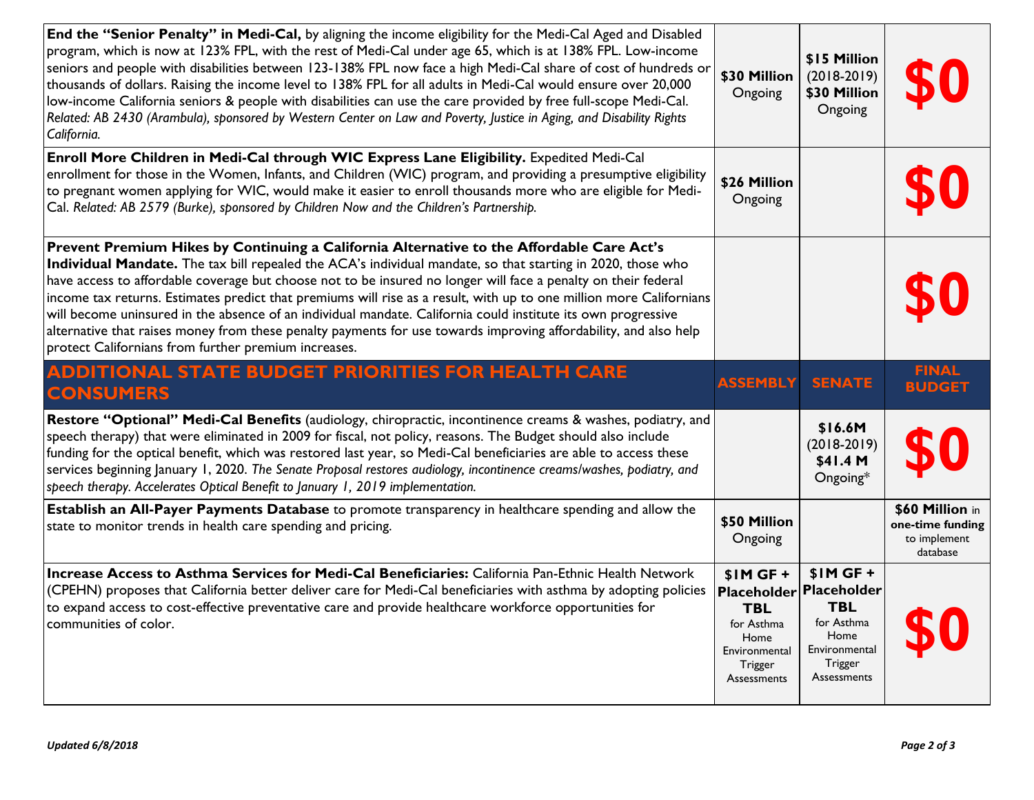| | | | |
|---|---|---|---|
| **End the "Senior Penalty" in Medi-Cal,** by aligning the income eligibility for the Medi-Cal Aged and Disabled program, which is now at 123% FPL, with the rest of Medi-Cal under age 65, which is at 138% FPL. Low-income seniors and people with disabilities between 123-138% FPL now face a high Medi-Cal share of cost of hundreds or thousands of dollars. Raising the income level to 138% FPL for all adults in Medi-Cal would ensure over 20,000 low-income California seniors & people with disabilities can use the care provided by free full-scope Medi-Cal. *Related: AB 2430 (Arambula), sponsored by Western Center on Law and Poverty, Justice in Aging, and Disability Rights California.* | **$30 Million** Ongoing | **$15 Million** (2018-2019) **$30 Million** Ongoing | **$0** |
| **Enroll More Children in Medi-Cal through WIC Express Lane Eligibility.** Expedited Medi-Cal enrollment for those in the Women, Infants, and Children (WIC) program, and providing a presumptive eligibility to pregnant women applying for WIC, would make it easier to enroll thousands more who are eligible for Medi-Cal. *Related: AB 2579 (Burke), sponsored by Children Now and the Children's Partnership.* | **$26 Million** Ongoing | | **$0** |
| **Prevent Premium Hikes by Continuing a California Alternative to the Affordable Care Act's Individual Mandate.** The tax bill repealed the ACA's individual mandate, so that starting in 2020, those who have access to affordable coverage but choose not to be insured no longer will face a penalty on their federal income tax returns. Estimates predict that premiums will rise as a result, with up to one million more Californians will become uninsured in the absence of an individual mandate. California could institute its own progressive alternative that raises money from these penalty payments for use towards improving affordability, and also help protect Californians from further premium increases. | | | **$0** |
| **ADDITIONAL STATE BUDGET PRIORITIES FOR HEALTH CARE CONSUMERS** | **ASSEMBLY** | **SENATE** | **FINAL BUDGET** |
| **Restore "Optional" Medi-Cal Benefits** (audiology, chiropractic, incontinence creams & washes, podiatry, and speech therapy) that were eliminated in 2009 for fiscal, not policy, reasons. The Budget should also include funding for the optical benefit, which was restored last year, so Medi-Cal beneficiaries are able to access these services beginning January 1, 2020. *The Senate Proposal restores audiology, incontinence creams/washes, podiatry, and speech therapy. Accelerates Optical Benefit to January 1, 2019 implementation.* | | **$16.6M** (2018-2019) **$41.4 M** Ongoing* | **$0** |
| **Establish an All-Payer Payments Database** to promote transparency in healthcare spending and allow the state to monitor trends in health care spending and pricing. | **$50 Million** Ongoing | | **$60 Million** in **one-time funding** to implement database |
| **Increase Access to Asthma Services for Medi-Cal Beneficiaries:** California Pan-Ethnic Health Network (CPEHN) proposes that California better deliver care for Medi-Cal beneficiaries with asthma by adopting policies to expand access to cost-effective preventative care and provide healthcare workforce opportunities for communities of color. | **$1M GF + Placeholder TBL** for Asthma Home Environmental Trigger Assessments | **$1M GF + Placeholder TBL** for Asthma Home Environmental Trigger Assessments | **$0** |

*Updated 6/8/2018*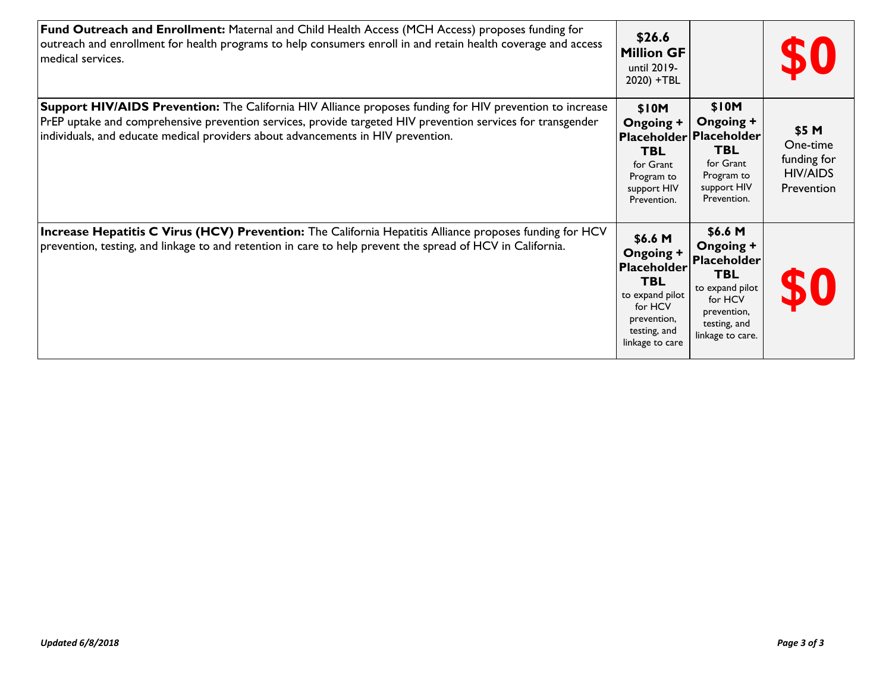| | | | |
|---|---|---|---|
| **Fund Outreach and Enrollment:** Maternal and Child Health Access (MCH Access) proposes funding for outreach and enrollment for health programs to help consumers enroll in and retain health coverage and access medical services. | **$26.6 Million GF** until 2019-2020) +TBL | | **$0** |
| **Support HIV/AIDS Prevention:** The California HIV Alliance proposes funding for HIV prevention to increase PrEP uptake and comprehensive prevention services, provide targeted HIV prevention services for transgender individuals, and educate medical providers about advancements in HIV prevention. | **$10M Ongoing + Placeholder TBL** for Grant Program to support HIV Prevention. | **$10M Ongoing + Placeholder TBL** for Grant Program to support HIV Prevention. | **$5 M** One-time funding for HIV/AIDS Prevention |
| **Increase Hepatitis C Virus (HCV) Prevention:** The California Hepatitis Alliance proposes funding for HCV prevention, testing, and linkage to and retention in care to help prevent the spread of HCV in California. | **$6.6 M Ongoing + Placeholder TBL** to expand pilot for HCV prevention, testing, and linkage to care | **$6.6 M Ongoing + Placeholder TBL** to expand pilot for HCV prevention, testing, and linkage to care. | **$0** |

*Updated 6/8/2018*